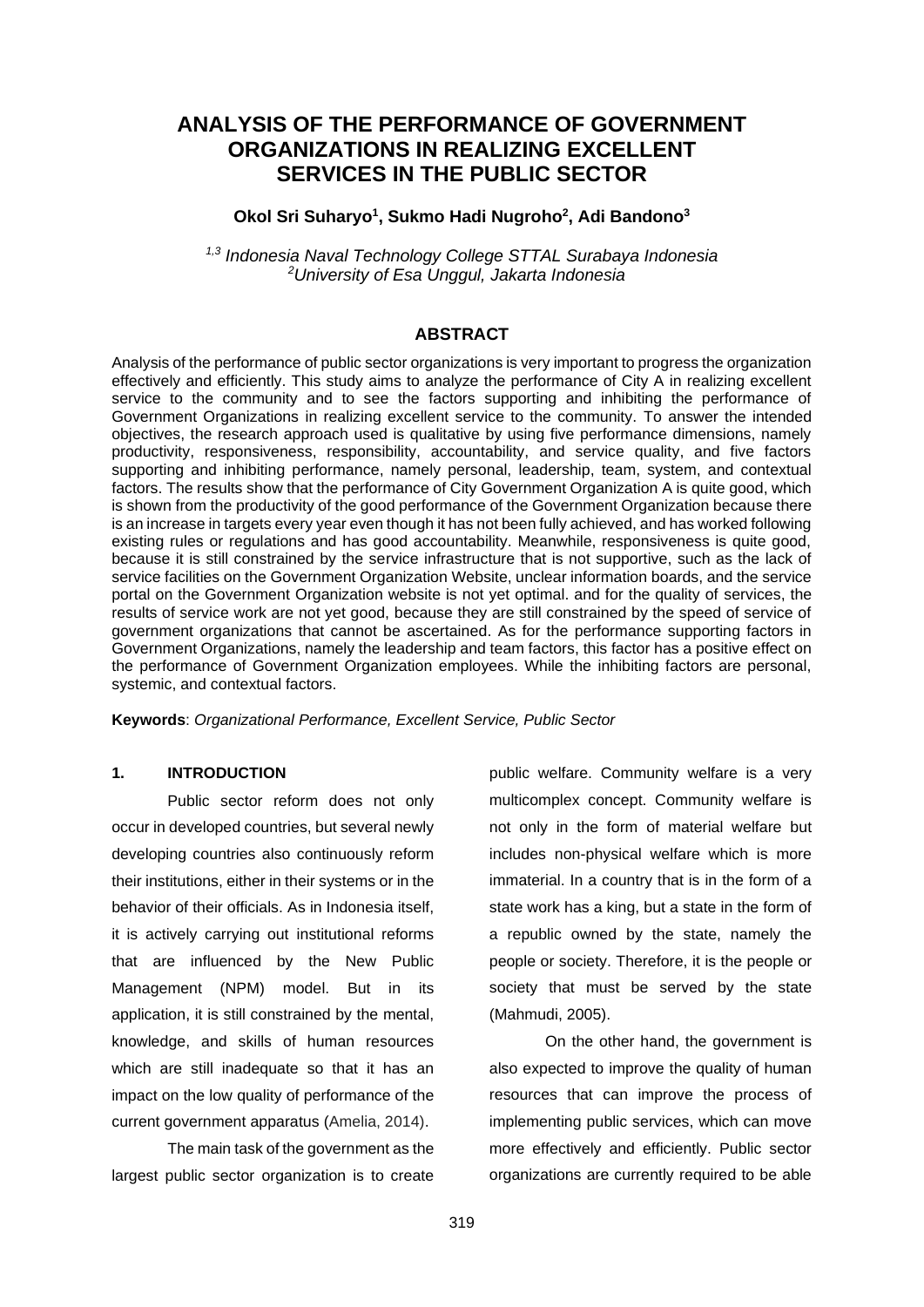# ANALYSIS OF THE PERFORMANCE OF GOVERNMENT ORGANIZATIONS IN REALIZING EXCELLENT SERVICES IN THE PUBLIC SECTOR

**Okol Sri Suharyo[1], Sukmo Hadi Nugroho[2], Adi Bandono[3]**

*[1,3] Indonesia Naval Technology College STTAL Surabaya Indonesia*
*[2]University of Esa Unggul, Jakarta Indonesia*

## ABSTRACT

Analysis of the performance of public sector organizations is very important to progress the organization effectively and efficiently. This study aims to analyze the performance of City A in realizing excellent service to the community and to see the factors supporting and inhibiting the performance of Government Organizations in realizing excellent service to the community. To answer the intended objectives, the research approach used is qualitative by using five performance dimensions, namely productivity, responsiveness, responsibility, accountability, and service quality, and five factors supporting and inhibiting performance, namely personal, leadership, team, system, and contextual factors. The results show that the performance of City Government Organization A is quite good, which is shown from the productivity of the good performance of the Government Organization because there is an increase in targets every year even though it has not been fully achieved, and has worked following existing rules or regulations and has good accountability. Meanwhile, responsiveness is quite good, because it is still constrained by the service infrastructure that is not supportive, such as the lack of service facilities on the Government Organization Website, unclear information boards, and the service portal on the Government Organization website is not yet optimal. and for the quality of services, the results of service work are not yet good, because they are still constrained by the speed of service of government organizations that cannot be ascertained. As for the performance supporting factors in Government Organizations, namely the leadership and team factors, this factor has a positive effect on the performance of Government Organization employees. While the inhibiting factors are personal, systemic, and contextual factors.

**Keywords**: *Organizational Performance, Excellent Service, Public Sector*

## 1. INTRODUCTION

Public sector reform does not only occur in developed countries, but several newly developing countries also continuously reform their institutions, either in their systems or in the behavior of their officials. As in Indonesia itself, it is actively carrying out institutional reforms that are influenced by the New Public Management (NPM) model. But in its application, it is still constrained by the mental, knowledge, and skills of human resources which are still inadequate so that it has an impact on the low quality of performance of the current government apparatus (Amelia, 2014).

The main task of the government as the largest public sector organization is to create public welfare. Community welfare is a very multicomplex concept. Community welfare is not only in the form of material welfare but includes non-physical welfare which is more immaterial. In a country that is in the form of a state work has a king, but a state in the form of a republic owned by the state, namely the people or society. Therefore, it is the people or society that must be served by the state (Mahmudi, 2005).

On the other hand, the government is also expected to improve the quality of human resources that can improve the process of implementing public services, which can move more effectively and efficiently. Public sector organizations are currently required to be able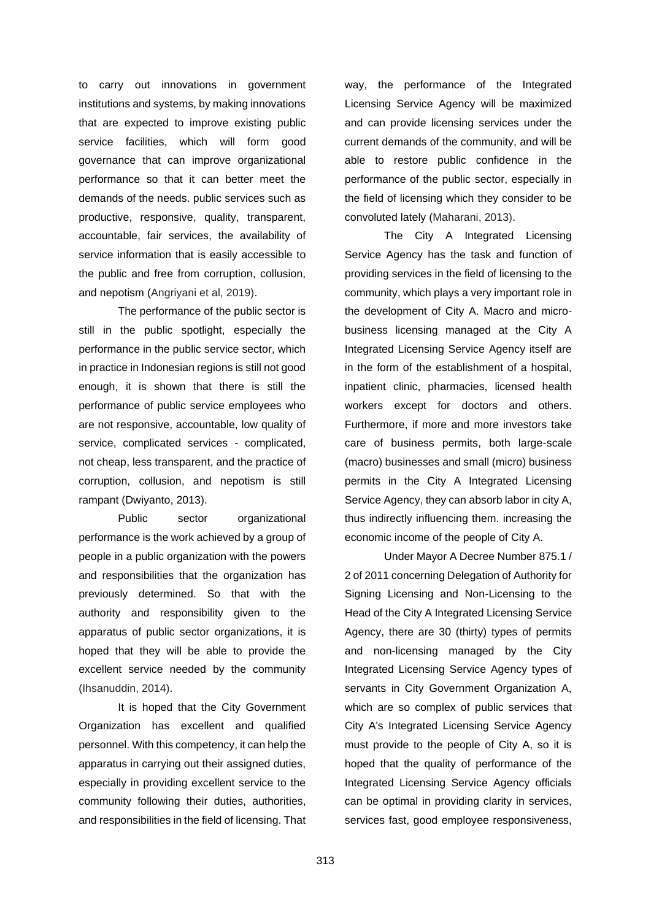to carry out innovations in government institutions and systems, by making innovations that are expected to improve existing public service facilities, which will form good governance that can improve organizational performance so that it can better meet the demands of the needs. public services such as productive, responsive, quality, transparent, accountable, fair services, the availability of service information that is easily accessible to the public and free from corruption, collusion, and nepotism (Angriyani et al, 2019).

The performance of the public sector is still in the public spotlight, especially the performance in the public service sector, which in practice in Indonesian regions is still not good enough, it is shown that there is still the performance of public service employees who are not responsive, accountable, low quality of service, complicated services - complicated, not cheap, less transparent, and the practice of corruption, collusion, and nepotism is still rampant (Dwiyanto, 2013).

Public sector organizational performance is the work achieved by a group of people in a public organization with the powers and responsibilities that the organization has previously determined. So that with the authority and responsibility given to the apparatus of public sector organizations, it is hoped that they will be able to provide the excellent service needed by the community (Ihsanuddin, 2014).

It is hoped that the City Government Organization has excellent and qualified personnel. With this competency, it can help the apparatus in carrying out their assigned duties, especially in providing excellent service to the community following their duties, authorities, and responsibilities in the field of licensing. That way, the performance of the Integrated Licensing Service Agency will be maximized and can provide licensing services under the current demands of the community, and will be able to restore public confidence in the performance of the public sector, especially in the field of licensing which they consider to be convoluted lately (Maharani, 2013).

The City A Integrated Licensing Service Agency has the task and function of providing services in the field of licensing to the community, which plays a very important role in the development of City A. Macro and micro-business licensing managed at the City A Integrated Licensing Service Agency itself are in the form of the establishment of a hospital, inpatient clinic, pharmacies, licensed health workers except for doctors and others. Furthermore, if more and more investors take care of business permits, both large-scale (macro) businesses and small (micro) business permits in the City A Integrated Licensing Service Agency, they can absorb labor in city A, thus indirectly influencing them. increasing the economic income of the people of City A.

Under Mayor A Decree Number 875.1 / 2 of 2011 concerning Delegation of Authority for Signing Licensing and Non-Licensing to the Head of the City A Integrated Licensing Service Agency, there are 30 (thirty) types of permits and non-licensing managed by the City Integrated Licensing Service Agency types of servants in City Government Organization A, which are so complex of public services that City A's Integrated Licensing Service Agency must provide to the people of City A, so it is hoped that the quality of performance of the Integrated Licensing Service Agency officials can be optimal in providing clarity in services, services fast, good employee responsiveness,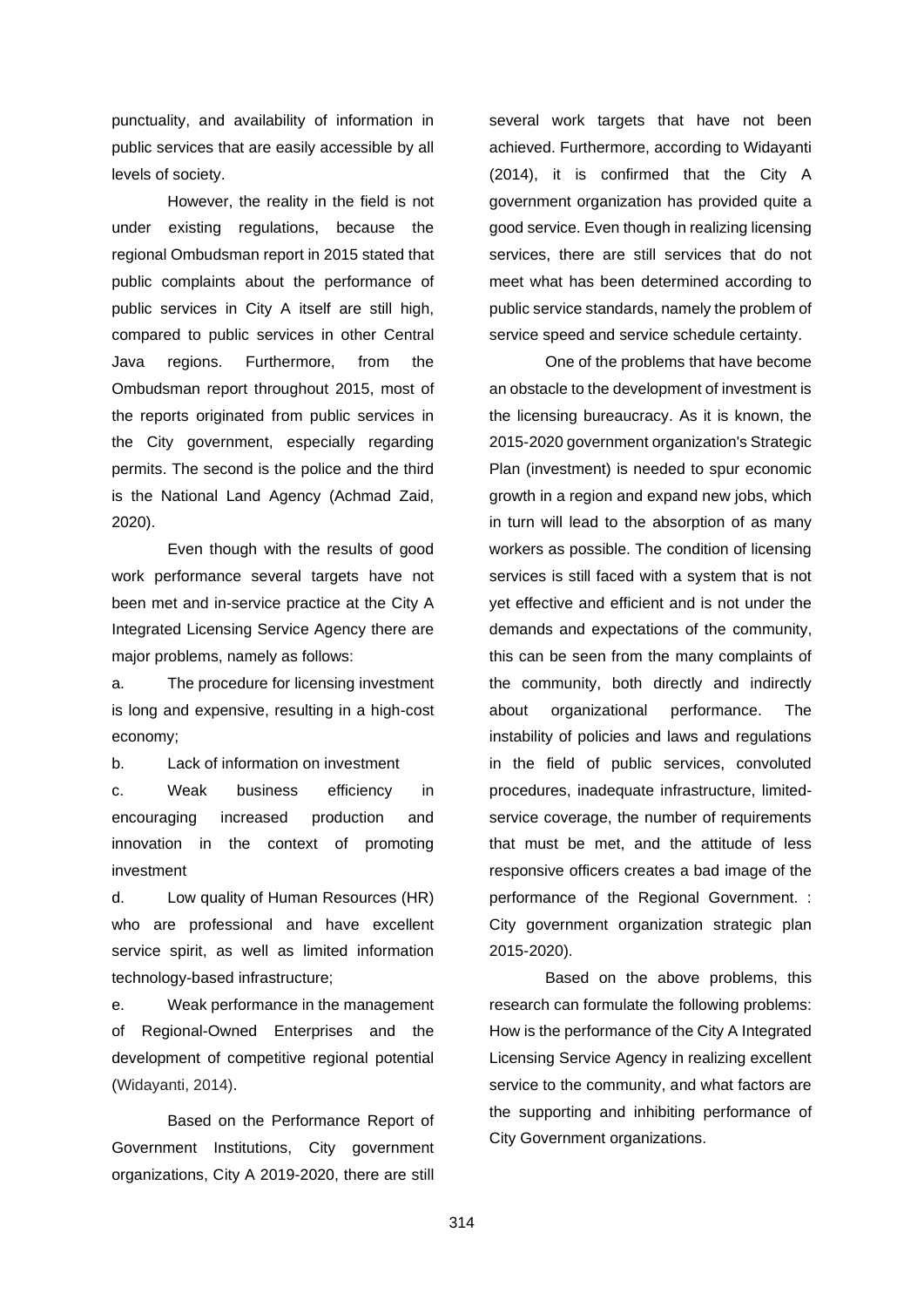punctuality, and availability of information in public services that are easily accessible by all levels of society.

However, the reality in the field is not under existing regulations, because the regional Ombudsman report in 2015 stated that public complaints about the performance of public services in City A itself are still high, compared to public services in other Central Java regions. Furthermore, from the Ombudsman report throughout 2015, most of the reports originated from public services in the City government, especially regarding permits. The second is the police and the third is the National Land Agency (Achmad Zaid, 2020).

Even though with the results of good work performance several targets have not been met and in-service practice at the City A Integrated Licensing Service Agency there are major problems, namely as follows:

a. The procedure for licensing investment is long and expensive, resulting in a high-cost economy;

b. Lack of information on investment

c. Weak business efficiency in encouraging increased production and innovation in the context of promoting investment

d. Low quality of Human Resources (HR) who are professional and have excellent service spirit, as well as limited information technology-based infrastructure;

e. Weak performance in the management of Regional-Owned Enterprises and the development of competitive regional potential (Widayanti, 2014).

Based on the Performance Report of Government Institutions, City government organizations, City A 2019-2020, there are still several work targets that have not been achieved. Furthermore, according to Widayanti (2014), it is confirmed that the City A government organization has provided quite a good service. Even though in realizing licensing services, there are still services that do not meet what has been determined according to public service standards, namely the problem of service speed and service schedule certainty.

One of the problems that have become an obstacle to the development of investment is the licensing bureaucracy. As it is known, the 2015-2020 government organization's Strategic Plan (investment) is needed to spur economic growth in a region and expand new jobs, which in turn will lead to the absorption of as many workers as possible. The condition of licensing services is still faced with a system that is not yet effective and efficient and is not under the demands and expectations of the community, this can be seen from the many complaints of the community, both directly and indirectly about organizational performance. The instability of policies and laws and regulations in the field of public services, convoluted procedures, inadequate infrastructure, limited-service coverage, the number of requirements that must be met, and the attitude of less responsive officers creates a bad image of the performance of the Regional Government. : City government organization strategic plan 2015-2020).

Based on the above problems, this research can formulate the following problems: How is the performance of the City A Integrated Licensing Service Agency in realizing excellent service to the community, and what factors are the supporting and inhibiting performance of City Government organizations.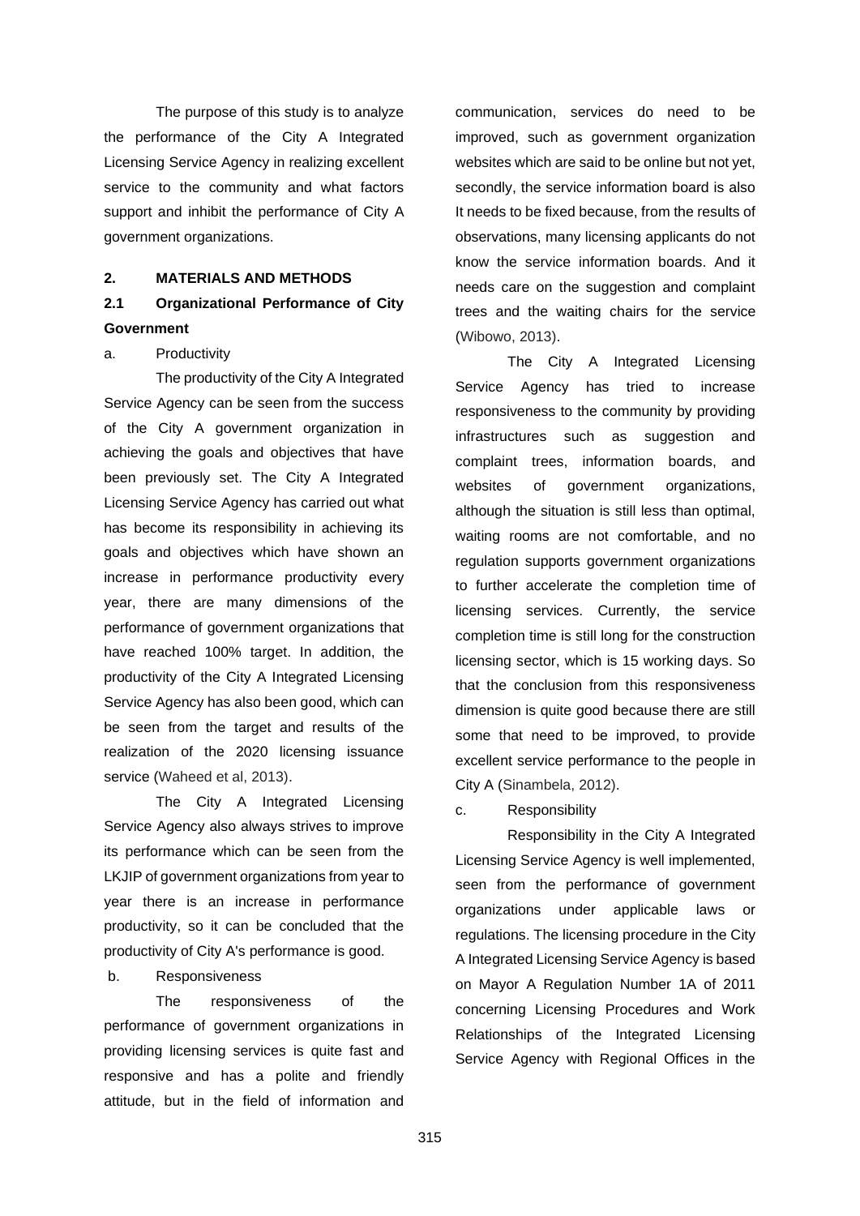The purpose of this study is to analyze the performance of the City A Integrated Licensing Service Agency in realizing excellent service to the community and what factors support and inhibit the performance of City A government organizations.

## 2. MATERIALS AND METHODS

### 2.1 Organizational Performance of City Government

a. Productivity

The productivity of the City A Integrated Service Agency can be seen from the success of the City A government organization in achieving the goals and objectives that have been previously set. The City A Integrated Licensing Service Agency has carried out what has become its responsibility in achieving its goals and objectives which have shown an increase in performance productivity every year, there are many dimensions of the performance of government organizations that have reached 100% target. In addition, the productivity of the City A Integrated Licensing Service Agency has also been good, which can be seen from the target and results of the realization of the 2020 licensing issuance service (Waheed et al, 2013).

The City A Integrated Licensing Service Agency also always strives to improve its performance which can be seen from the LKJIP of government organizations from year to year there is an increase in performance productivity, so it can be concluded that the productivity of City A's performance is good.

b. Responsiveness

The responsiveness of the performance of government organizations in providing licensing services is quite fast and responsive and has a polite and friendly attitude, but in the field of information and communication, services do need to be improved, such as government organization websites which are said to be online but not yet, secondly, the service information board is also It needs to be fixed because, from the results of observations, many licensing applicants do not know the service information boards. And it needs care on the suggestion and complaint trees and the waiting chairs for the service (Wibowo, 2013).

The City A Integrated Licensing Service Agency has tried to increase responsiveness to the community by providing infrastructures such as suggestion and complaint trees, information boards, and websites of government organizations, although the situation is still less than optimal, waiting rooms are not comfortable, and no regulation supports government organizations to further accelerate the completion time of licensing services. Currently, the service completion time is still long for the construction licensing sector, which is 15 working days. So that the conclusion from this responsiveness dimension is quite good because there are still some that need to be improved, to provide excellent service performance to the people in City A (Sinambela, 2012).

c. Responsibility

Responsibility in the City A Integrated Licensing Service Agency is well implemented, seen from the performance of government organizations under applicable laws or regulations. The licensing procedure in the City A Integrated Licensing Service Agency is based on Mayor A Regulation Number 1A of 2011 concerning Licensing Procedures and Work Relationships of the Integrated Licensing Service Agency with Regional Offices in the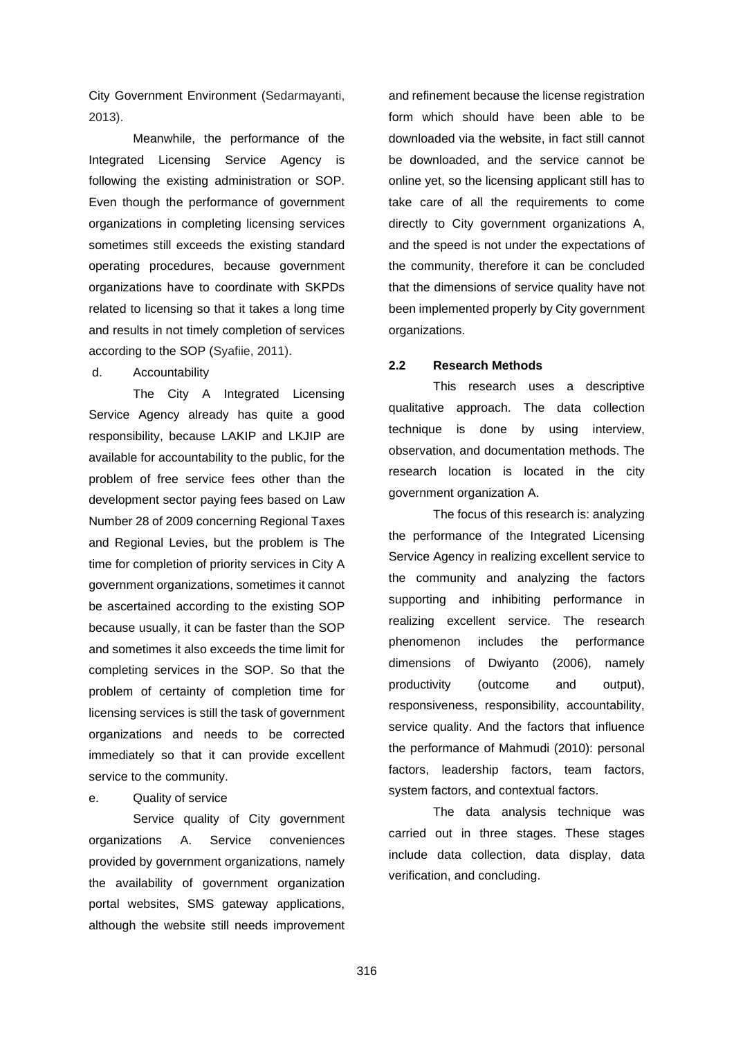City Government Environment (Sedarmayanti, 2013).

Meanwhile, the performance of the Integrated Licensing Service Agency is following the existing administration or SOP. Even though the performance of government organizations in completing licensing services sometimes still exceeds the existing standard operating procedures, because government organizations have to coordinate with SKPDs related to licensing so that it takes a long time and results in not timely completion of services according to the SOP (Syafiie, 2011).

d. Accountability

The City A Integrated Licensing Service Agency already has quite a good responsibility, because LAKIP and LKJIP are available for accountability to the public, for the problem of free service fees other than the development sector paying fees based on Law Number 28 of 2009 concerning Regional Taxes and Regional Levies, but the problem is The time for completion of priority services in City A government organizations, sometimes it cannot be ascertained according to the existing SOP because usually, it can be faster than the SOP and sometimes it also exceeds the time limit for completing services in the SOP. So that the problem of certainty of completion time for licensing services is still the task of government organizations and needs to be corrected immediately so that it can provide excellent service to the community.

e. Quality of service

Service quality of City government organizations A. Service conveniences provided by government organizations, namely the availability of government organization portal websites, SMS gateway applications, although the website still needs improvement and refinement because the license registration form which should have been able to be downloaded via the website, in fact still cannot be downloaded, and the service cannot be online yet, so the licensing applicant still has to take care of all the requirements to come directly to City government organizations A, and the speed is not under the expectations of the community, therefore it can be concluded that the dimensions of service quality have not been implemented properly by City government organizations.

## 2.2 Research Methods

This research uses a descriptive qualitative approach. The data collection technique is done by using interview, observation, and documentation methods. The research location is located in the city government organization A.

The focus of this research is: analyzing the performance of the Integrated Licensing Service Agency in realizing excellent service to the community and analyzing the factors supporting and inhibiting performance in realizing excellent service. The research phenomenon includes the performance dimensions of Dwiyanto (2006), namely productivity (outcome and output), responsiveness, responsibility, accountability, service quality. And the factors that influence the performance of Mahmudi (2010): personal factors, leadership factors, team factors, system factors, and contextual factors.

The data analysis technique was carried out in three stages. These stages include data collection, data display, data verification, and concluding.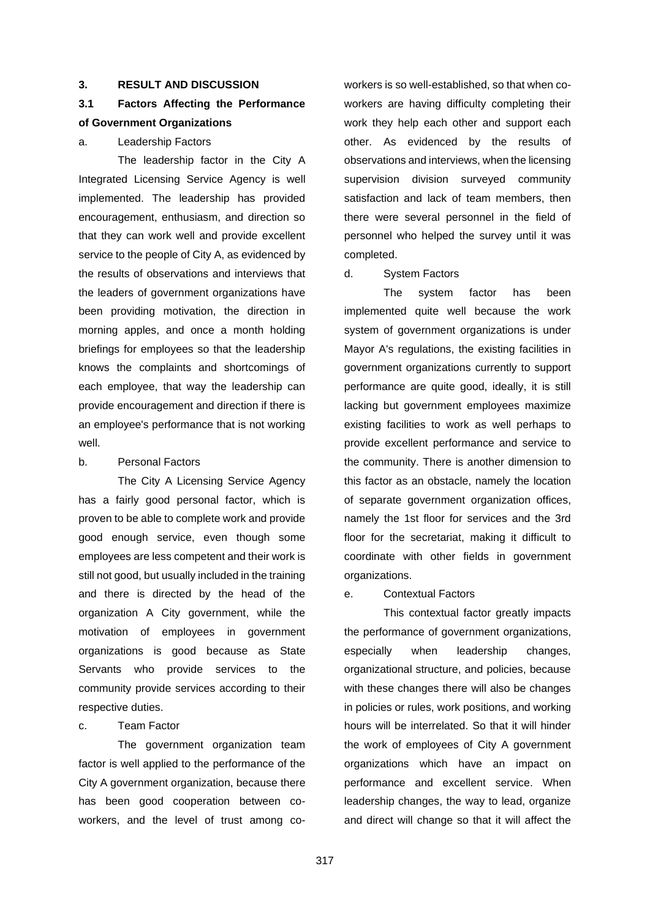## 3. RESULT AND DISCUSSION

### 3.1 Factors Affecting the Performance of Government Organizations

a. Leadership Factors

The leadership factor in the City A Integrated Licensing Service Agency is well implemented. The leadership has provided encouragement, enthusiasm, and direction so that they can work well and provide excellent service to the people of City A, as evidenced by the results of observations and interviews that the leaders of government organizations have been providing motivation, the direction in morning apples, and once a month holding briefings for employees so that the leadership knows the complaints and shortcomings of each employee, that way the leadership can provide encouragement and direction if there is an employee's performance that is not working well.

b. Personal Factors

The City A Licensing Service Agency has a fairly good personal factor, which is proven to be able to complete work and provide good enough service, even though some employees are less competent and their work is still not good, but usually included in the training and there is directed by the head of the organization A City government, while the motivation of employees in government organizations is good because as State Servants who provide services to the community provide services according to their respective duties.

c. Team Factor

The government organization team factor is well applied to the performance of the City A government organization, because there has been good cooperation between co-workers, and the level of trust among co-workers is so well-established, so that when co-workers are having difficulty completing their work they help each other and support each other. As evidenced by the results of observations and interviews, when the licensing supervision division surveyed community satisfaction and lack of team members, then there were several personnel in the field of personnel who helped the survey until it was completed.

d. System Factors

The system factor has been implemented quite well because the work system of government organizations is under Mayor A's regulations, the existing facilities in government organizations currently to support performance are quite good, ideally, it is still lacking but government employees maximize existing facilities to work as well perhaps to provide excellent performance and service to the community. There is another dimension to this factor as an obstacle, namely the location of separate government organization offices, namely the 1st floor for services and the 3rd floor for the secretariat, making it difficult to coordinate with other fields in government organizations.

e. Contextual Factors

This contextual factor greatly impacts the performance of government organizations, especially when leadership changes, organizational structure, and policies, because with these changes there will also be changes in policies or rules, work positions, and working hours will be interrelated. So that it will hinder the work of employees of City A government organizations which have an impact on performance and excellent service. When leadership changes, the way to lead, organize and direct will change so that it will affect the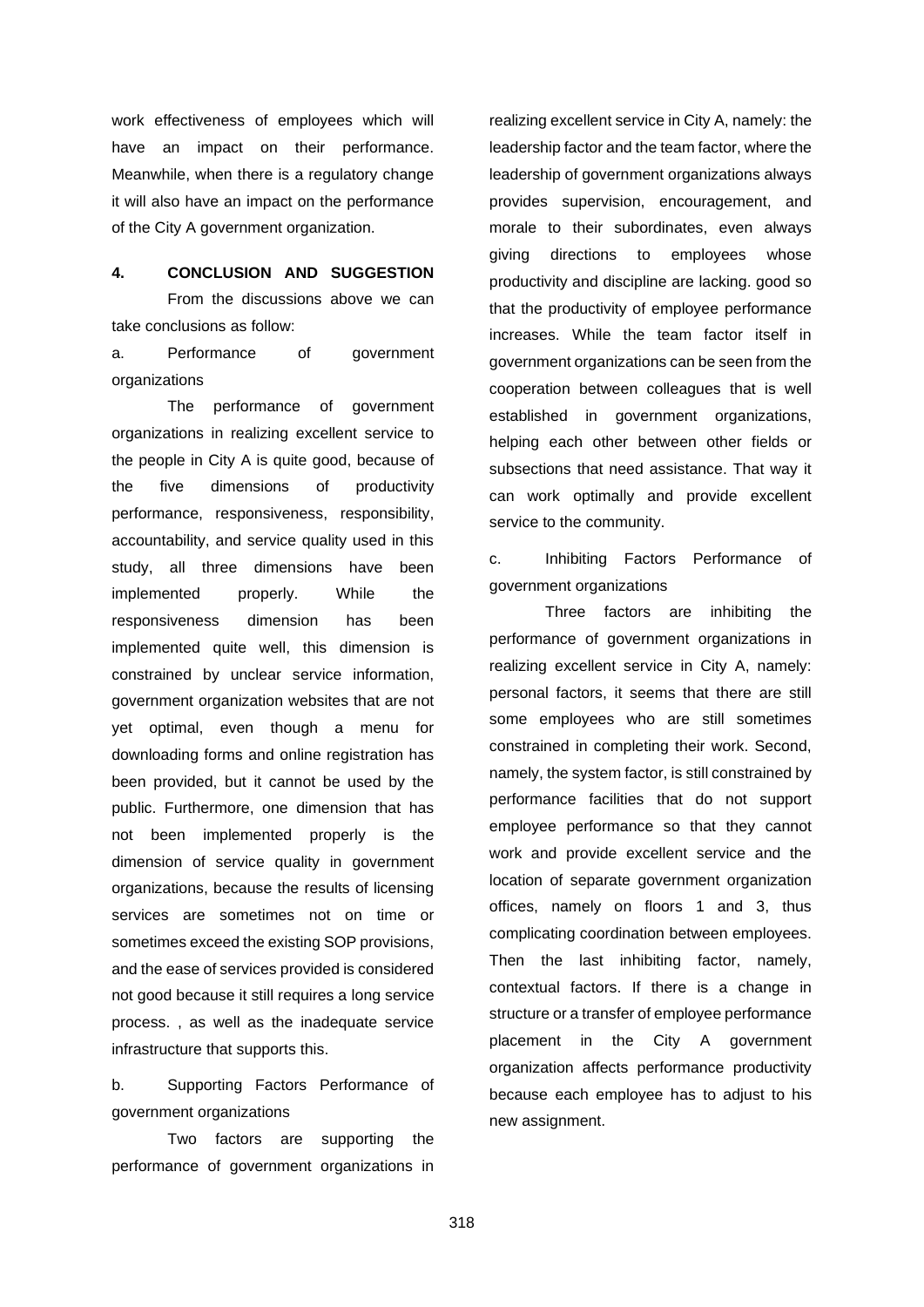work effectiveness of employees which will have an impact on their performance. Meanwhile, when there is a regulatory change it will also have an impact on the performance of the City A government organization.

## 4. CONCLUSION AND SUGGESTION

From the discussions above we can take conclusions as follow:

a. Performance of government organizations

The performance of government organizations in realizing excellent service to the people in City A is quite good, because of the five dimensions of productivity performance, responsiveness, responsibility, accountability, and service quality used in this study, all three dimensions have been implemented properly. While the responsiveness dimension has been implemented quite well, this dimension is constrained by unclear service information, government organization websites that are not yet optimal, even though a menu for downloading forms and online registration has been provided, but it cannot be used by the public. Furthermore, one dimension that has not been implemented properly is the dimension of service quality in government organizations, because the results of licensing services are sometimes not on time or sometimes exceed the existing SOP provisions, and the ease of services provided is considered not good because it still requires a long service process. , as well as the inadequate service infrastructure that supports this.

b. Supporting Factors Performance of government organizations

Two factors are supporting the performance of government organizations in realizing excellent service in City A, namely: the leadership factor and the team factor, where the leadership of government organizations always provides supervision, encouragement, and morale to their subordinates, even always giving directions to employees whose productivity and discipline are lacking. good so that the productivity of employee performance increases. While the team factor itself in government organizations can be seen from the cooperation between colleagues that is well established in government organizations, helping each other between other fields or subsections that need assistance. That way it can work optimally and provide excellent service to the community.

c. Inhibiting Factors Performance of government organizations

Three factors are inhibiting the performance of government organizations in realizing excellent service in City A, namely: personal factors, it seems that there are still some employees who are still sometimes constrained in completing their work. Second, namely, the system factor, is still constrained by performance facilities that do not support employee performance so that they cannot work and provide excellent service and the location of separate government organization offices, namely on floors 1 and 3, thus complicating coordination between employees. Then the last inhibiting factor, namely, contextual factors. If there is a change in structure or a transfer of employee performance placement in the City A government organization affects performance productivity because each employee has to adjust to his new assignment.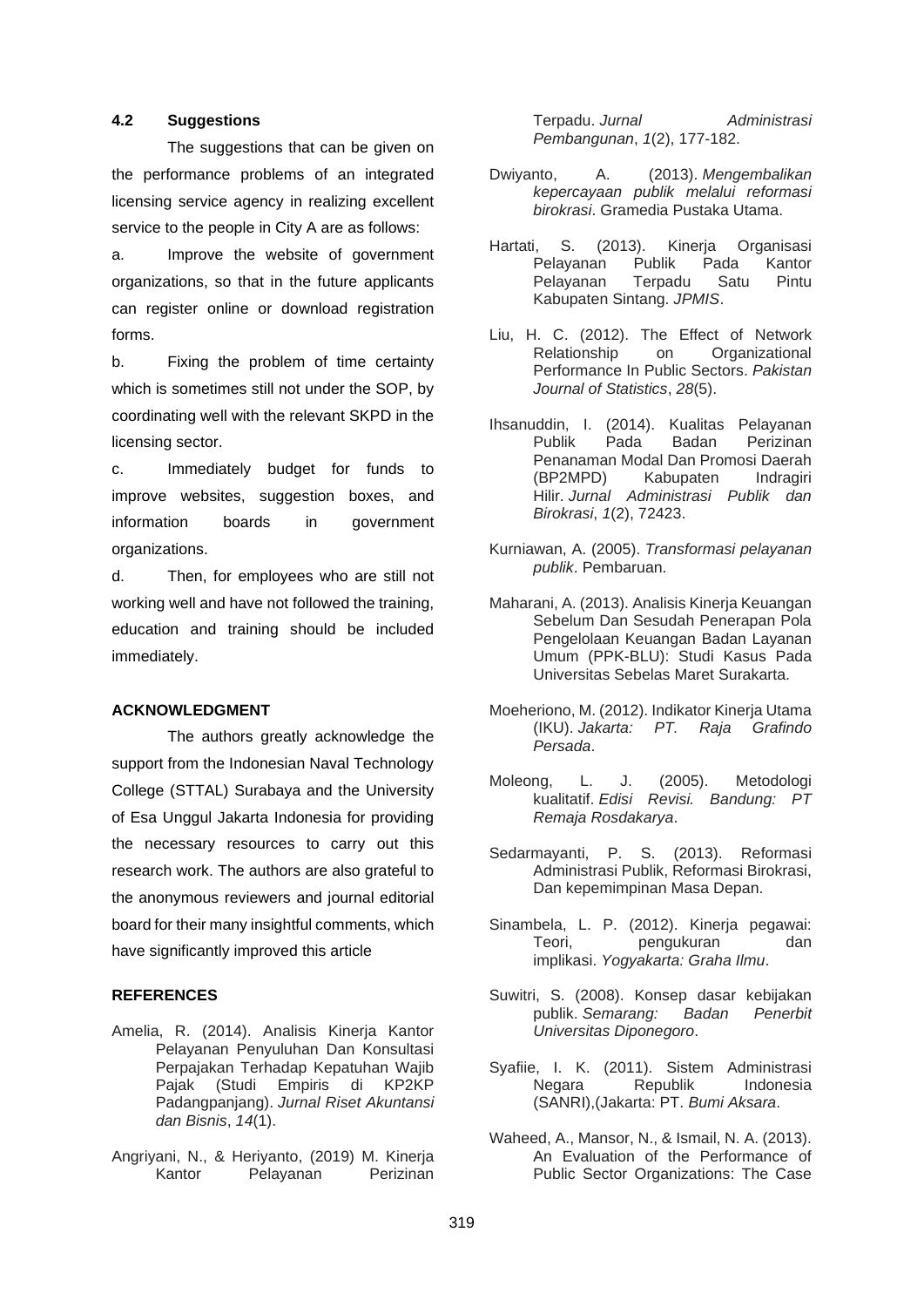### 4.2 Suggestions

The suggestions that can be given on the performance problems of an integrated licensing service agency in realizing excellent service to the people in City A are as follows:

a. Improve the website of government organizations, so that in the future applicants can register online or download registration forms.

b. Fixing the problem of time certainty which is sometimes still not under the SOP, by coordinating well with the relevant SKPD in the licensing sector.

c. Immediately budget for funds to improve websites, suggestion boxes, and information boards in government organizations.

d. Then, for employees who are still not working well and have not followed the training, education and training should be included immediately.

## ACKNOWLEDGMENT

The authors greatly acknowledge the support from the Indonesian Naval Technology College (STTAL) Surabaya and the University of Esa Unggul Jakarta Indonesia for providing the necessary resources to carry out this research work. The authors are also grateful to the anonymous reviewers and journal editorial board for their many insightful comments, which have significantly improved this article

## REFERENCES

Amelia, R. (2014). Analisis Kinerja Kantor Pelayanan Penyuluhan Dan Konsultasi Perpajakan Terhadap Kepatuhan Wajib Pajak (Studi Empiris di KP2KP Padangpanjang). *Jurnal Riset Akuntansi dan Bisnis*, *14*(1).

Angriyani, N., & Heriyanto, (2019) M. Kinerja Kantor Pelayanan Perizinan Terpadu. *Jurnal Administrasi Pembangunan*, *1*(2), 177-182.

Dwiyanto, A. (2013). *Mengembalikan kepercayaan publik melalui reformasi birokrasi*. Gramedia Pustaka Utama.

Hartati, S. (2013). Kinerja Organisasi Pelayanan Publik Pada Kantor Pelayanan Terpadu Satu Pintu Kabupaten Sintang. *JPMIS*.

Liu, H. C. (2012). The Effect of Network Relationship on Organizational Performance In Public Sectors. *Pakistan Journal of Statistics*, *28*(5).

Ihsanuddin, I. (2014). Kualitas Pelayanan Publik Pada Badan Perizinan Penanaman Modal Dan Promosi Daerah (BP2MPD) Kabupaten Indragiri Hilir. *Jurnal Administrasi Publik dan Birokrasi*, *1*(2), 72423.

Kurniawan, A. (2005). *Transformasi pelayanan publik*. Pembaruan.

Maharani, A. (2013). Analisis Kinerja Keuangan Sebelum Dan Sesudah Penerapan Pola Pengelolaan Keuangan Badan Layanan Umum (PPK-BLU): Studi Kasus Pada Universitas Sebelas Maret Surakarta.

Moeheriono, M. (2012). Indikator Kinerja Utama (IKU). *Jakarta: PT. Raja Grafindo Persada*.

Moleong, L. J. (2005). Metodologi kualitatif. *Edisi Revisi. Bandung: PT Remaja Rosdakarya*.

Sedarmayanti, P. S. (2013). Reformasi Administrasi Publik, Reformasi Birokrasi, Dan kepemimpinan Masa Depan.

Sinambela, L. P. (2012). Kinerja pegawai: Teori, pengukuran dan implikasi. *Yogyakarta: Graha Ilmu*.

Suwitri, S. (2008). Konsep dasar kebijakan publik. *Semarang: Badan Penerbit Universitas Diponegoro*.

Syafiie, I. K. (2011). Sistem Administrasi Negara Republik Indonesia (SANRI),(Jakarta: PT. *Bumi Aksara*.

Waheed, A., Mansor, N., & Ismail, N. A. (2013). An Evaluation of the Performance of Public Sector Organizations: The Case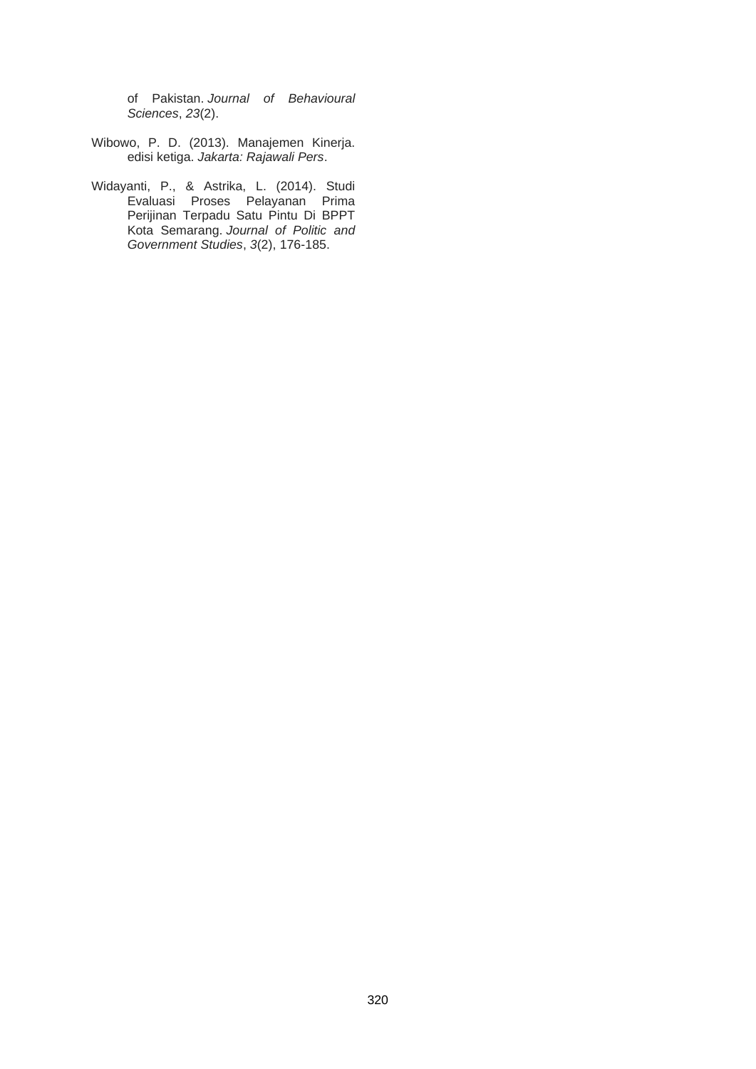of Pakistan. *Journal of Behavioural Sciences*, *23*(2).

Wibowo, P. D. (2013). Manajemen Kinerja. edisi ketiga. *Jakarta: Rajawali Pers*.

Widayanti, P., & Astrika, L. (2014). Studi Evaluasi Proses Pelayanan Prima Perijinan Terpadu Satu Pintu Di BPPT Kota Semarang. *Journal of Politic and Government Studies*, *3*(2), 176-185.